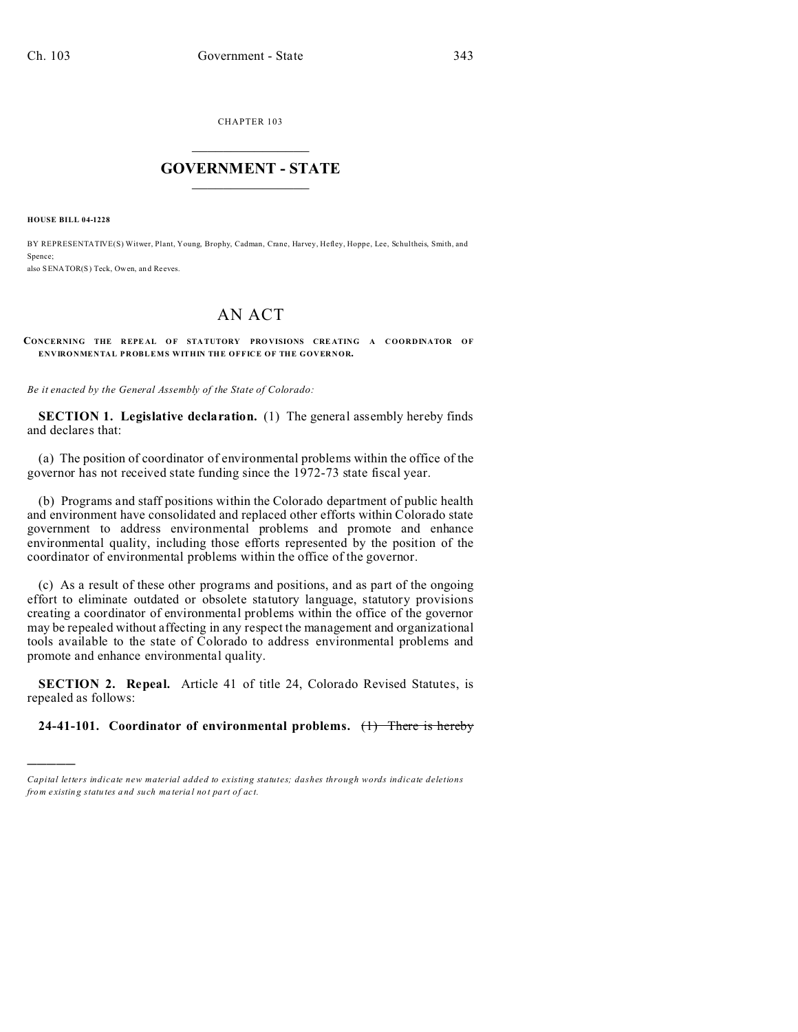CHAPTER 103

# GOVERNMENT - STATE

**HOUSE BILL 04-1228**

BY REPRESENTATIVE(S) Witwer, Plant, Young, Brophy, Cadman, Crane, Harvey, Hefley, Hoppe, Lee, Schultheis, Smith, and Spence;
also SENATOR(S) Teck, Owen, and Reeves.

# AN ACT

**CONCERNING THE REPEAL OF STATUTORY PROVISIONS CREATING A COORDINATOR OF ENVIRONMENTAL PROBLEMS WITHIN THE OFFICE OF THE GOVERNOR.**

*Be it enacted by the General Assembly of the State of Colorado:*

**SECTION 1. Legislative declaration.** (1) The general assembly hereby finds and declares that:

(a) The position of coordinator of environmental problems within the office of the governor has not received state funding since the 1972-73 state fiscal year.

(b) Programs and staff positions within the Colorado department of public health and environment have consolidated and replaced other efforts within Colorado state government to address environmental problems and promote and enhance environmental quality, including those efforts represented by the position of the coordinator of environmental problems within the office of the governor.

(c) As a result of these other programs and positions, and as part of the ongoing effort to eliminate outdated or obsolete statutory language, statutory provisions creating a coordinator of environmental problems within the office of the governor may be repealed without affecting in any respect the management and organizational tools available to the state of Colorado to address environmental problems and promote and enhance environmental quality.

**SECTION 2. Repeal.** Article 41 of title 24, Colorado Revised Statutes, is repealed as follows:

**24-41-101. Coordinator of environmental problems.** ~~(1) There is hereby~~

---

*Capital letters indicate new material added to existing statutes; dashes through words indicate deletions from existing statutes and such material not part of act.*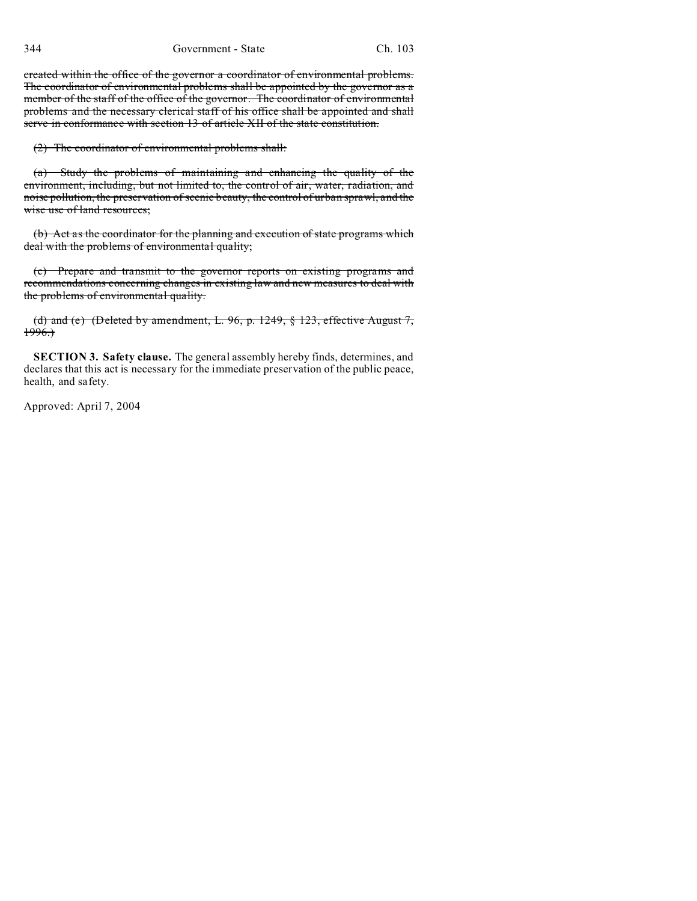~~created within the office of the governor a coordinator of environmental problems. The coordinator of environmental problems shall be appointed by the governor as a member of the staff of the office of the governor. The coordinator of environmental problems and the necessary clerical staff of his office shall be appointed and shall serve in conformance with section 13 of article XII of the state constitution.~~

~~(2) The coordinator of environmental problems shall:~~

~~(a) Study the problems of maintaining and enhancing the quality of the environment, including, but not limited to, the control of air, water, radiation, and noise pollution, the preservation of scenic beauty, the control of urban sprawl, and the wise use of land resources;~~

~~(b) Act as the coordinator for the planning and execution of state programs which deal with the problems of environmental quality;~~

~~(c) Prepare and transmit to the governor reports on existing programs and recommendations concerning changes in existing law and new measures to deal with the problems of environmental quality.~~

~~(d) and (e) (Deleted by amendment, L. 96, p. 1249, § 123, effective August 7, 1996.)~~

**SECTION 3. Safety clause.** The general assembly hereby finds, determines, and declares that this act is necessary for the immediate preservation of the public peace, health, and safety.

Approved: April 7, 2004